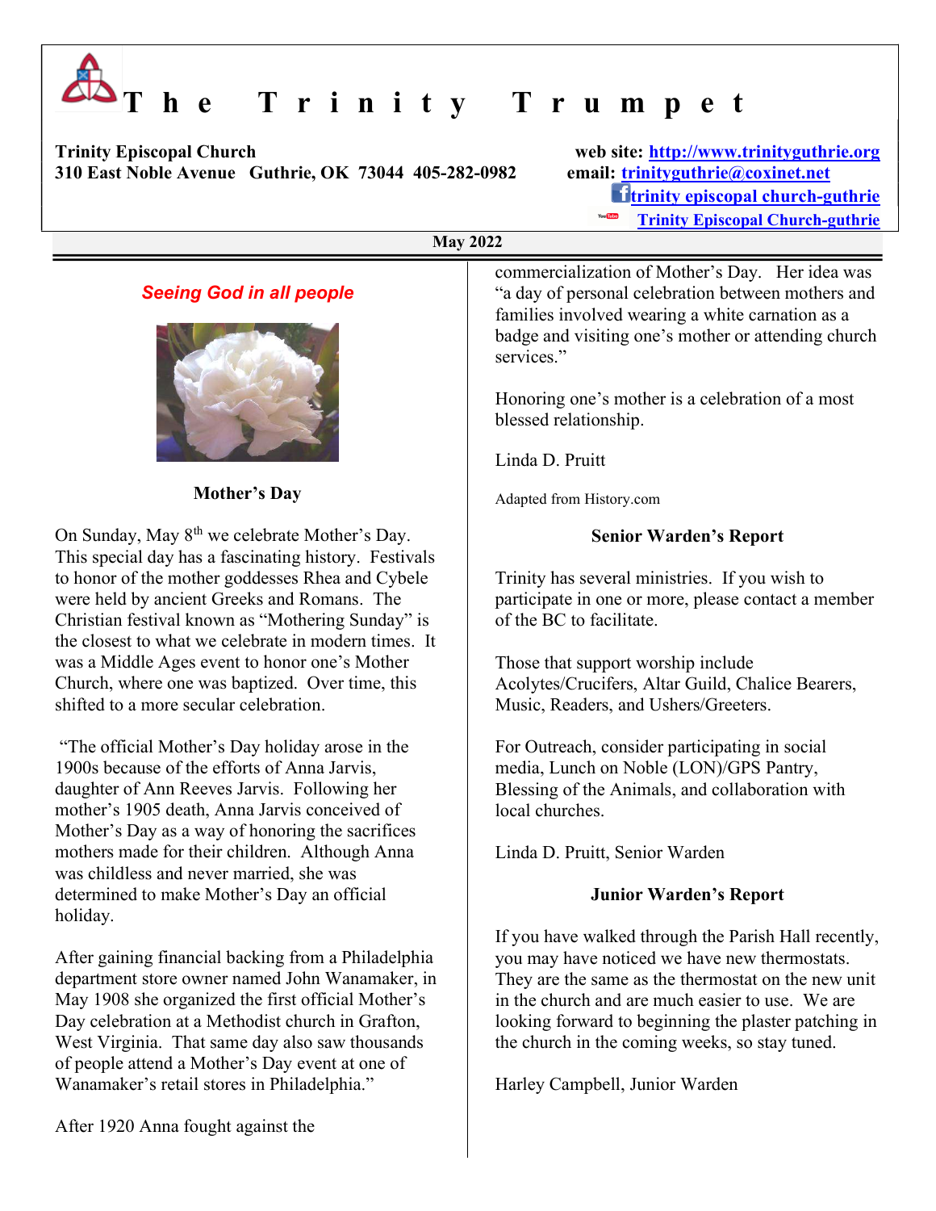# The Trinity Trumpet

**Trinity Episcopal Church**
**310 East Noble Avenue Guthrie, OK 73044 405-282-0982**

**web site:** http://www.trinityguthrie.org
**email:** trinityguthrie@coxinet.net
trinity episcopal church-guthrie
Trinity Episcopal Church-guthrie

**May 2022**

***Seeing God in all people***

**Mother's Day**

On Sunday, May 8th we celebrate Mother's Day. This special day has a fascinating history. Festivals to honor of the mother goddesses Rhea and Cybele were held by ancient Greeks and Romans. The Christian festival known as "Mothering Sunday" is the closest to what we celebrate in modern times. It was a Middle Ages event to honor one's Mother Church, where one was baptized. Over time, this shifted to a more secular celebration.

"The official Mother's Day holiday arose in the 1900s because of the efforts of Anna Jarvis, daughter of Ann Reeves Jarvis. Following her mother's 1905 death, Anna Jarvis conceived of Mother's Day as a way of honoring the sacrifices mothers made for their children. Although Anna was childless and never married, she was determined to make Mother's Day an official holiday.

After gaining financial backing from a Philadelphia department store owner named John Wanamaker, in May 1908 she organized the first official Mother's Day celebration at a Methodist church in Grafton, West Virginia. That same day also saw thousands of people attend a Mother's Day event at one of Wanamaker's retail stores in Philadelphia."

After 1920 Anna fought against the commercialization of Mother's Day. Her idea was "a day of personal celebration between mothers and families involved wearing a white carnation as a badge and visiting one's mother or attending church services."

Honoring one's mother is a celebration of a most blessed relationship.

Linda D. Pruitt

Adapted from History.com

**Senior Warden's Report**

Trinity has several ministries. If you wish to participate in one or more, please contact a member of the BC to facilitate.

Those that support worship include Acolytes/Crucifers, Altar Guild, Chalice Bearers, Music, Readers, and Ushers/Greeters.

For Outreach, consider participating in social media, Lunch on Noble (LON)/GPS Pantry, Blessing of the Animals, and collaboration with local churches.

Linda D. Pruitt, Senior Warden

**Junior Warden's Report**

If you have walked through the Parish Hall recently, you may have noticed we have new thermostats. They are the same as the thermostat on the new unit in the church and are much easier to use. We are looking forward to beginning the plaster patching in the church in the coming weeks, so stay tuned.

Harley Campbell, Junior Warden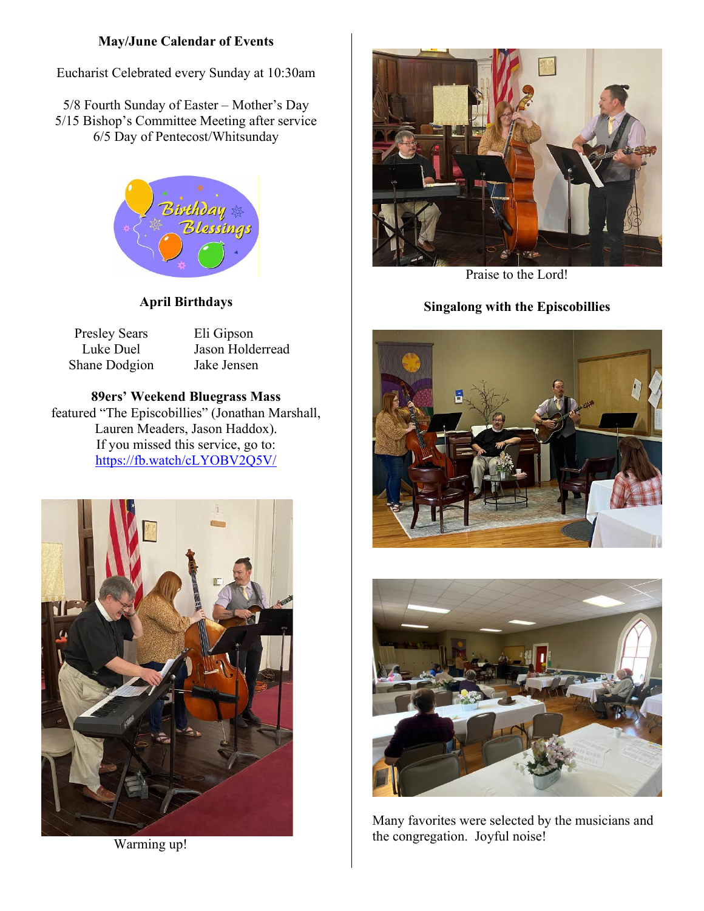**May/June Calendar of Events**

Eucharist Celebrated every Sunday at 10:30am

5/8 Fourth Sunday of Easter – Mother's Day
5/15 Bishop's Committee Meeting after service
6/5 Day of Pentecost/Whitsunday

**April Birthdays**

| | |
|---|---|
| Presley Sears | Eli Gipson |
| Luke Duel | Jason Holderread |
| Shane Dodgion | Jake Jensen |

**89ers' Weekend Bluegrass Mass**

featured "The Episcobillies" (Jonathan Marshall, Lauren Meaders, Jason Haddox).
If you missed this service, go to:
https://fb.watch/cLYOBV2Q5V/

Warming up!

Praise to the Lord!

**Singalong with the Episcobillies**

Many favorites were selected by the musicians and the congregation. Joyful noise!